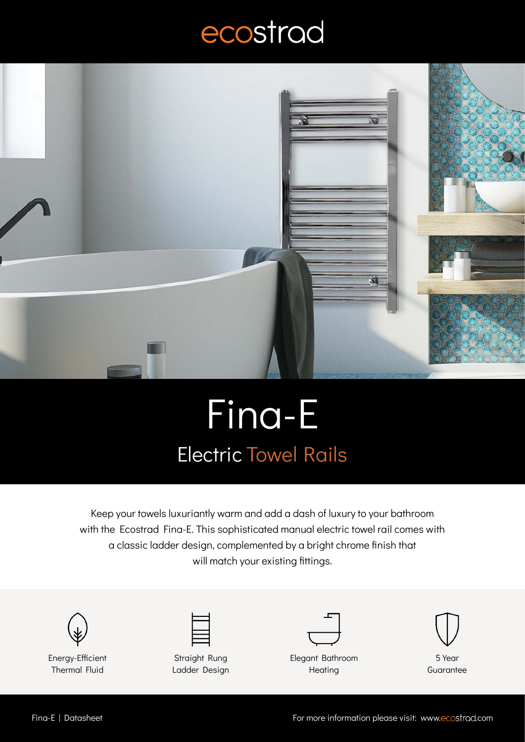# ecostrad

# Fina-E

## Electric Towel Rails

Keep your towels luxuriantly warm and add a dash of luxury to your bathroom with the Ecostrad Fina-E. This sophisticated manual electric towel rail comes with a classic ladder design, complemented by a bright chrome finish that will match your existing fittings.

- Energy-Efficient Thermal Fluid
- Straight Rung Ladder Design
- Elegant Bathroom Heating
- 5 Year Guarantee

Fina-E | Datasheet

For more information please visit: www.ecostrad.com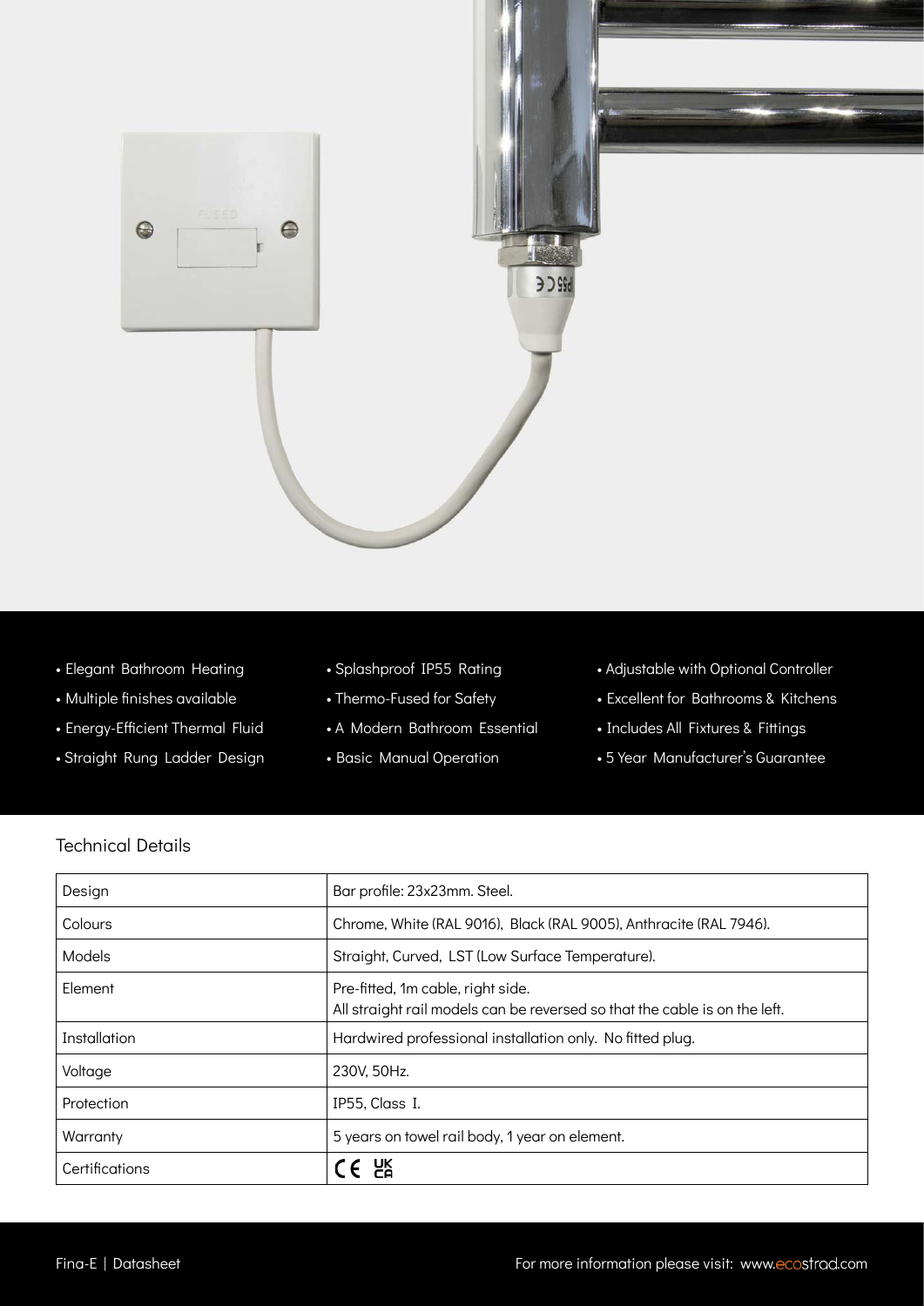- Elegant Bathroom Heating
- Multiple finishes available
- Energy-Efficient Thermal Fluid
- Straight Rung Ladder Design
- Splashproof IP55 Rating
- Thermo-Fused for Safety
- A Modern Bathroom Essential
- Basic Manual Operation
- Adjustable with Optional Controller
- Excellent for Bathrooms & Kitchens
- Includes All Fixtures & Fittings
- 5 Year Manufacturer's Guarantee

## Technical Details

| Design | Bar profile: 23x23mm. Steel. |
|---|---|
| Colours | Chrome, White (RAL 9016), Black (RAL 9005), Anthracite (RAL 7946). |
| Models | Straight, Curved, LST (Low Surface Temperature). |
| Element | Pre-fitted, 1m cable, right side.<br>All straight rail models can be reversed so that the cable is on the left. |
| Installation | Hardwired professional installation only. No fitted plug. |
| Voltage | 230V, 50Hz. |
| Protection | IP55, Class I. |
| Warranty | 5 years on towel rail body, 1 year on element. |
| Certifications | CE UKCA |

Fina-E | Datasheet

For more information please visit: www.ecostrad.com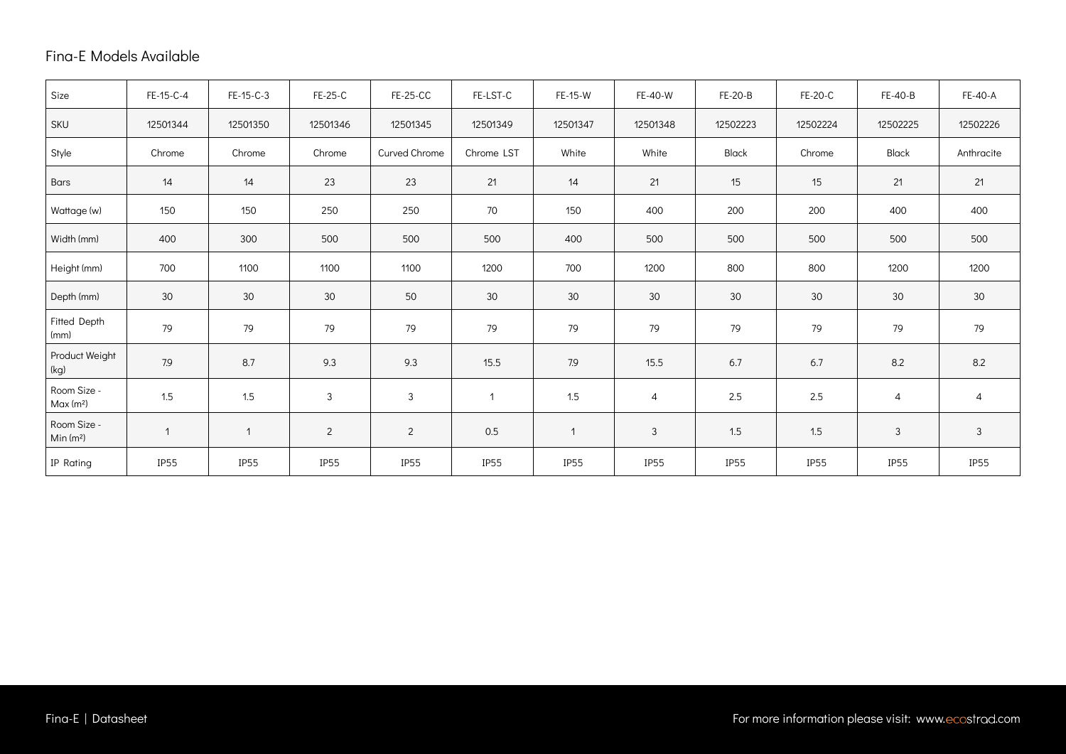## Fina-E Models Available

| Size | FE-15-C-4 | FE-15-C-3 | FE-25-C | FE-25-CC | FE-LST-C | FE-15-W | FE-40-W | FE-20-B | FE-20-C | FE-40-B | FE-40-A |
|---|---|---|---|---|---|---|---|---|---|---|---|
| SKU | 12501344 | 12501350 | 12501346 | 12501345 | 12501349 | 12501347 | 12501348 | 12502223 | 12502224 | 12502225 | 12502226 |
| Style | Chrome | Chrome | Chrome | Curved Chrome | Chrome LST | White | White | Black | Chrome | Black | Anthracite |
| Bars | 14 | 14 | 23 | 23 | 21 | 14 | 21 | 15 | 15 | 21 | 21 |
| Wattage (w) | 150 | 150 | 250 | 250 | 70 | 150 | 400 | 200 | 200 | 400 | 400 |
| Width (mm) | 400 | 300 | 500 | 500 | 500 | 400 | 500 | 500 | 500 | 500 | 500 |
| Height (mm) | 700 | 1100 | 1100 | 1100 | 1200 | 700 | 1200 | 800 | 800 | 1200 | 1200 |
| Depth (mm) | 30 | 30 | 30 | 50 | 30 | 30 | 30 | 30 | 30 | 30 | 30 |
| Fitted Depth (mm) | 79 | 79 | 79 | 79 | 79 | 79 | 79 | 79 | 79 | 79 | 79 |
| Product Weight (kg) | 7.9 | 8.7 | 9.3 | 9.3 | 15.5 | 7.9 | 15.5 | 6.7 | 6.7 | 8.2 | 8.2 |
| Room Size - Max ($m^2$) | 1.5 | 1.5 | 3 | 3 | 1 | 1.5 | 4 | 2.5 | 2.5 | 4 | 4 |
| Room Size - Min ($m^2$) | 1 | 1 | 2 | 2 | 0.5 | 1 | 3 | 1.5 | 1.5 | 3 | 3 |
| IP Rating | IP55 | IP55 | IP55 | IP55 | IP55 | IP55 | IP55 | IP55 | IP55 | IP55 | IP55 |

Fina-E | Datasheet

For more information please visit: www.ecostrad.com